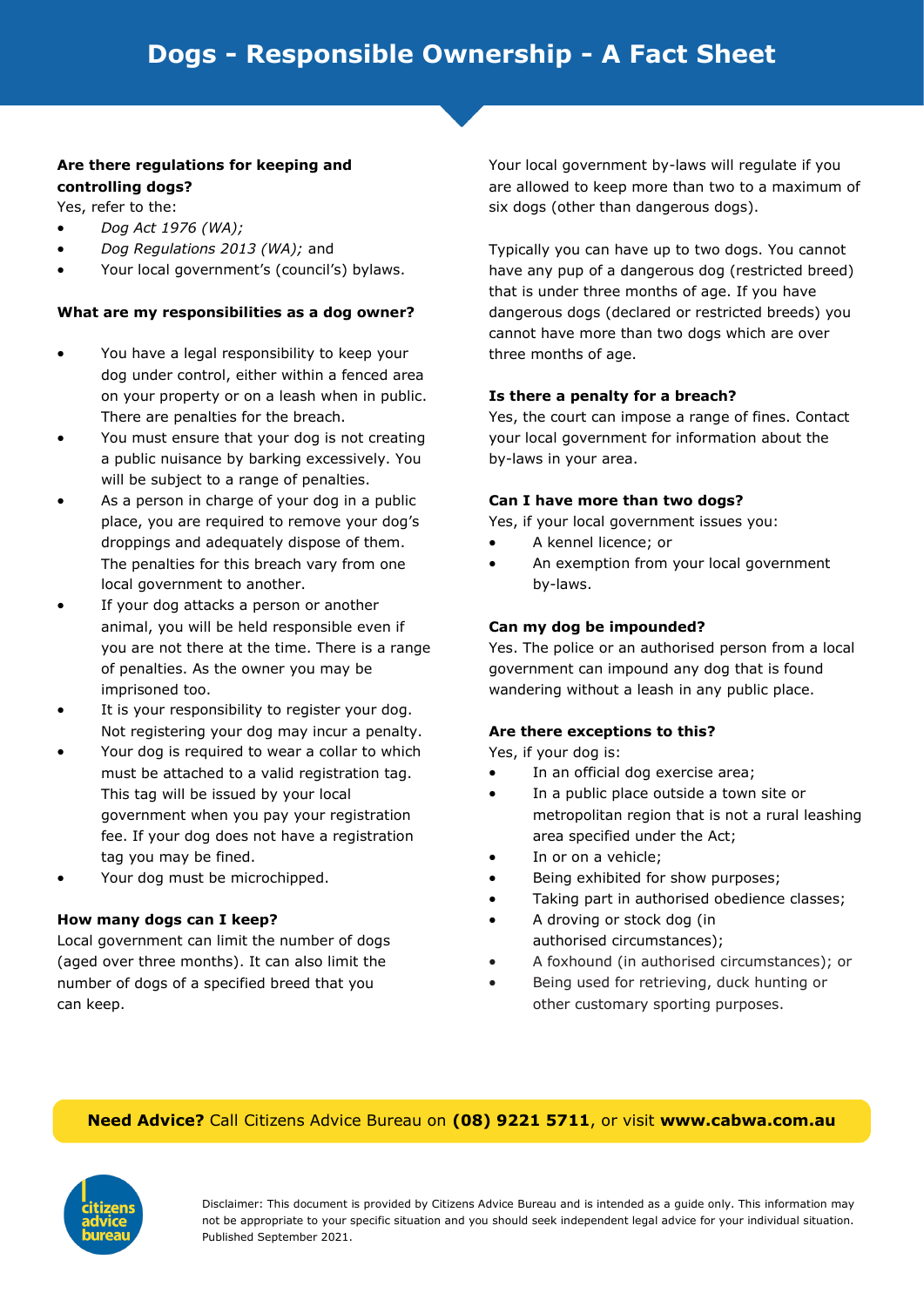# Dogs - Responsible Ownership - A Fact Sheet

**Are there regulations for keeping and controlling dogs?**

Yes, refer to the:

- *Dog Act 1976 (WA);*
- *Dog Regulations 2013 (WA);* and
- Your local government's (council's) bylaws.

**What are my responsibilities as a dog owner?**

- You have a legal responsibility to keep your dog under control, either within a fenced area on your property or on a leash when in public. There are penalties for the breach.
- You must ensure that your dog is not creating a public nuisance by barking excessively. You will be subject to a range of penalties.
- As a person in charge of your dog in a public place, you are required to remove your dog's droppings and adequately dispose of them. The penalties for this breach vary from one local government to another.
- If your dog attacks a person or another animal, you will be held responsible even if you are not there at the time. There is a range of penalties. As the owner you may be imprisoned too.
- It is your responsibility to register your dog. Not registering your dog may incur a penalty.
- Your dog is required to wear a collar to which must be attached to a valid registration tag. This tag will be issued by your local government when you pay your registration fee. If your dog does not have a registration tag you may be fined.
- Your dog must be microchipped.

**How many dogs can I keep?**

Local government can limit the number of dogs (aged over three months). It can also limit the number of dogs of a specified breed that you can keep.

Your local government by-laws will regulate if you are allowed to keep more than two to a maximum of six dogs (other than dangerous dogs).

Typically you can have up to two dogs. You cannot have any pup of a dangerous dog (restricted breed) that is under three months of age. If you have dangerous dogs (declared or restricted breeds) you cannot have more than two dogs which are over three months of age.

**Is there a penalty for a breach?**

Yes, the court can impose a range of fines. Contact your local government for information about the by-laws in your area.

**Can I have more than two dogs?**

Yes, if your local government issues you:

- A kennel licence; or
- An exemption from your local government by-laws.

**Can my dog be impounded?**

Yes. The police or an authorised person from a local government can impound any dog that is found wandering without a leash in any public place.

**Are there exceptions to this?**

Yes, if your dog is:

- In an official dog exercise area;
- In a public place outside a town site or metropolitan region that is not a rural leashing area specified under the Act;
- In or on a vehicle;
- Being exhibited for show purposes;
- Taking part in authorised obedience classes;
- A droving or stock dog (in authorised circumstances);
- A foxhound (in authorised circumstances); or
- Being used for retrieving, duck hunting or other customary sporting purposes.

**Need Advice?** Call Citizens Advice Bureau on **(08) 9221 5711**, or visit **www.cabwa.com.au**

Disclaimer: This document is provided by Citizens Advice Bureau and is intended as a guide only. This information may not be appropriate to your specific situation and you should seek independent legal advice for your individual situation. Published September 2021.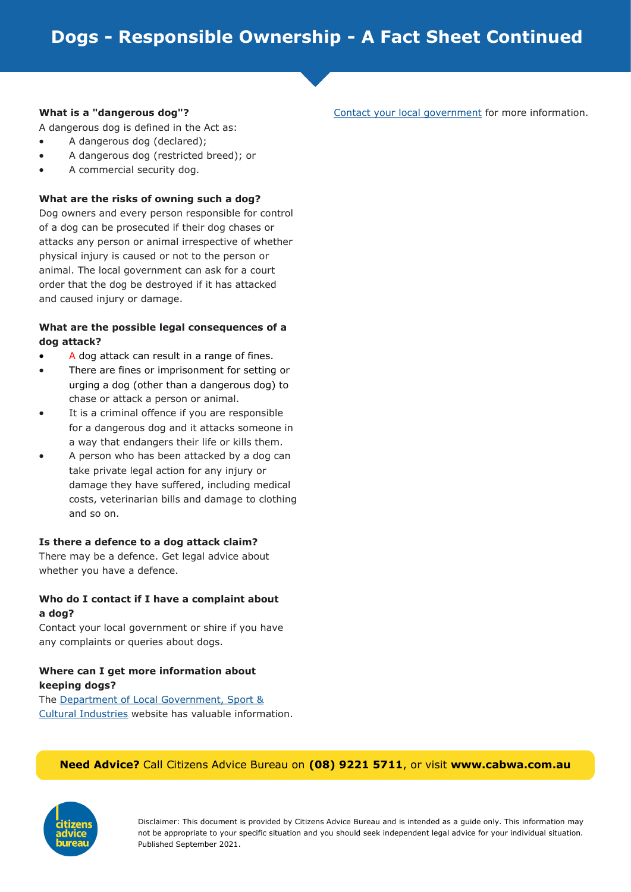# Dogs - Responsible Ownership - A Fact Sheet Continued

**What is a "dangerous dog"?**

A dangerous dog is defined in the Act as:

- A dangerous dog (declared);
- A dangerous dog (restricted breed); or
- A commercial security dog.

**What are the risks of owning such a dog?**

Dog owners and every person responsible for control of a dog can be prosecuted if their dog chases or attacks any person or animal irrespective of whether physical injury is caused or not to the person or animal. The local government can ask for a court order that the dog be destroyed if it has attacked and caused injury or damage.

**What are the possible legal consequences of a dog attack?**

- A dog attack can result in a range of fines.
- There are fines or imprisonment for setting or urging a dog (other than a dangerous dog) to chase or attack a person or animal.
- It is a criminal offence if you are responsible for a dangerous dog and it attacks someone in a way that endangers their life or kills them.
- A person who has been attacked by a dog can take private legal action for any injury or damage they have suffered, including medical costs, veterinarian bills and damage to clothing and so on.

**Is there a defence to a dog attack claim?**

There may be a defence. Get legal advice about whether you have a defence.

**Who do I contact if I have a complaint about a dog?**

Contact your local government or shire if you have any complaints or queries about dogs.

**Where can I get more information about keeping dogs?**

The Department of Local Government, Sport & Cultural Industries website has valuable information.

Contact your local government for more information.

**Need Advice?** Call Citizens Advice Bureau on **(08) 9221 5711**, or visit **www.cabwa.com.au**

citizens advice bureau

Disclaimer: This document is provided by Citizens Advice Bureau and is intended as a guide only. This information may not be appropriate to your specific situation and you should seek independent legal advice for your individual situation. Published September 2021.